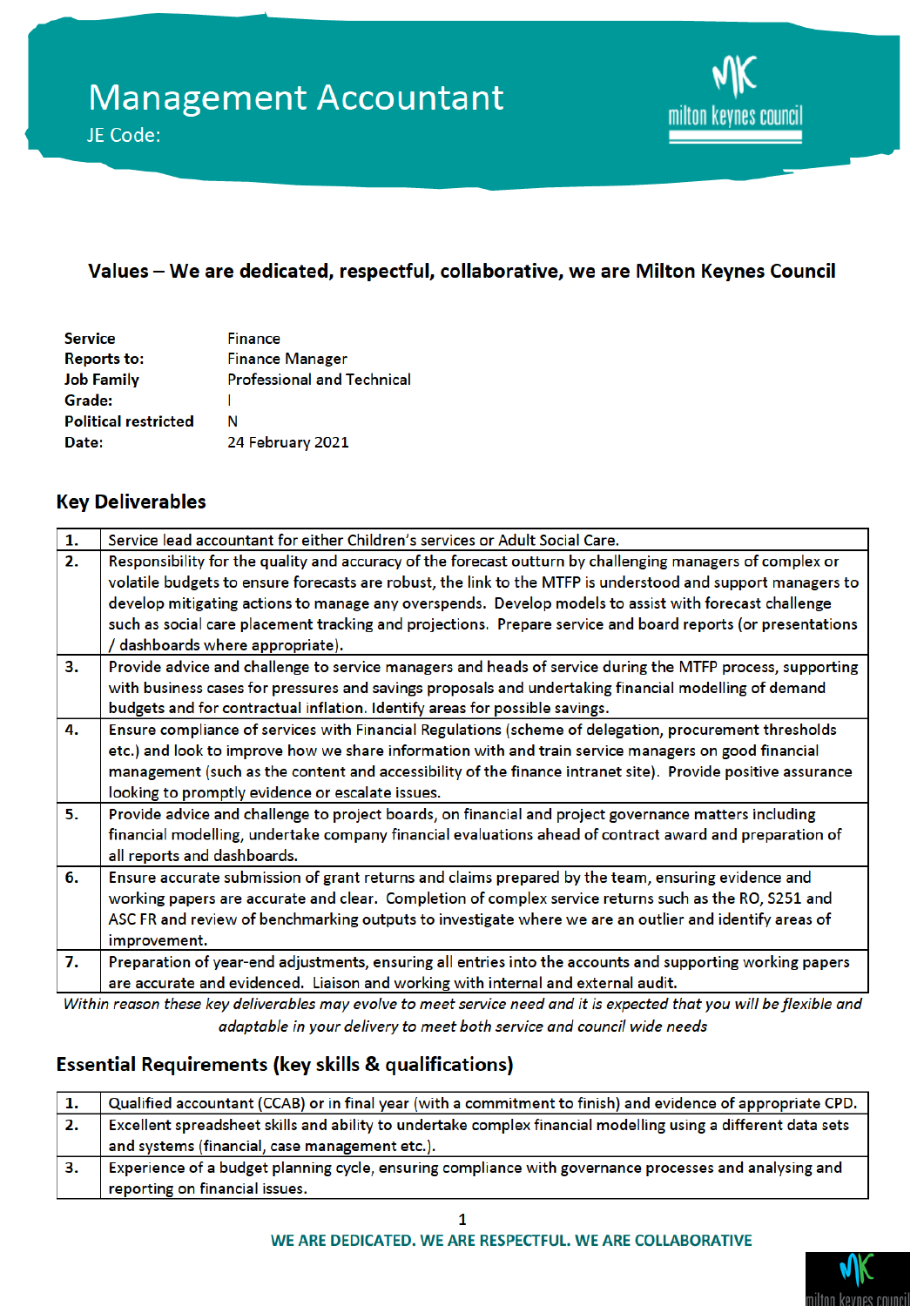# Management Accountant

JE Code:

### Values – We are dedicated, respectful, collaborative, we are Milton Keynes Council

| | |
|---|---|
| **Service** | Finance |
| **Reports to:** | Finance Manager |
| **Job Family** | Professional and Technical |
| **Grade:** | I |
| **Political restricted** | N |
| **Date:** | 24 February 2021 |

## Key Deliverables

| | |
|---|---|
| **1.** | Service lead accountant for either Children's services or Adult Social Care. |
| **2.** | Responsibility for the quality and accuracy of the forecast outturn by challenging managers of complex or volatile budgets to ensure forecasts are robust, the link to the MTFP is understood and support managers to develop mitigating actions to manage any overspends. Develop models to assist with forecast challenge such as social care placement tracking and projections. Prepare service and board reports (or presentations / dashboards where appropriate). |
| **3.** | Provide advice and challenge to service managers and heads of service during the MTFP process, supporting with business cases for pressures and savings proposals and undertaking financial modelling of demand budgets and for contractual inflation. Identify areas for possible savings. |
| **4.** | Ensure compliance of services with Financial Regulations (scheme of delegation, procurement thresholds etc.) and look to improve how we share information with and train service managers on good financial management (such as the content and accessibility of the finance intranet site). Provide positive assurance looking to promptly evidence or escalate issues. |
| **5.** | Provide advice and challenge to project boards, on financial and project governance matters including financial modelling, undertake company financial evaluations ahead of contract award and preparation of all reports and dashboards. |
| **6.** | Ensure accurate submission of grant returns and claims prepared by the team, ensuring evidence and working papers are accurate and clear. Completion of complex service returns such as the RO, S251 and ASC FR and review of benchmarking outputs to investigate where we are an outlier and identify areas of improvement. |
| **7.** | Preparation of year-end adjustments, ensuring all entries into the accounts and supporting working papers are accurate and evidenced. Liaison and working with internal and external audit. |

*Within reason these key deliverables may evolve to meet service need and it is expected that you will be flexible and adaptable in your delivery to meet both service and council wide needs*

## Essential Requirements (key skills & qualifications)

| | |
|---|---|
| **1.** | Qualified accountant (CCAB) or in final year (with a commitment to finish) and evidence of appropriate CPD. |
| **2.** | Excellent spreadsheet skills and ability to undertake complex financial modelling using a different data sets and systems (financial, case management etc.). |
| **3.** | Experience of a budget planning cycle, ensuring compliance with governance processes and analysing and reporting on financial issues. |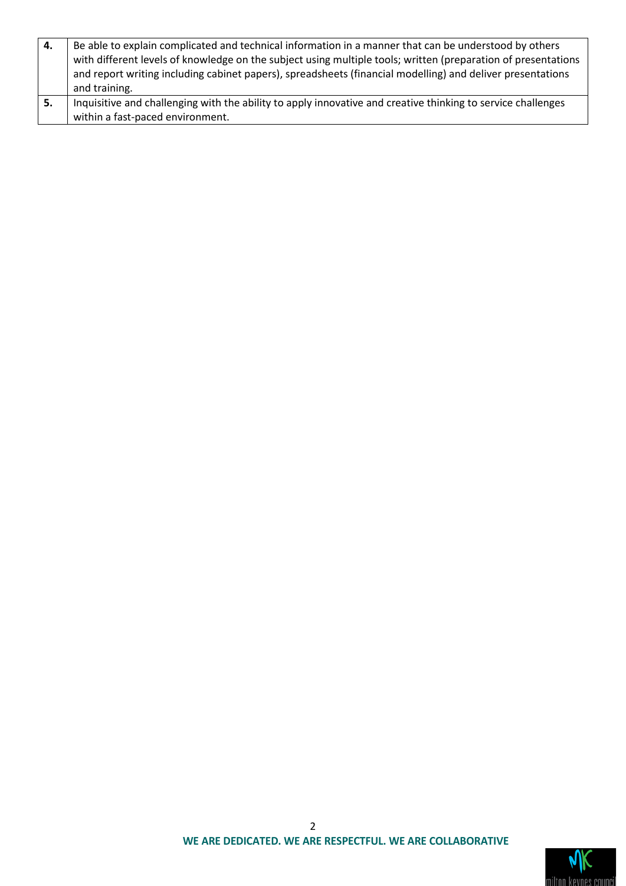| | |
|---|---|
| **4.** | Be able to explain complicated and technical information in a manner that can be understood by others with different levels of knowledge on the subject using multiple tools; written (preparation of presentations and report writing including cabinet papers), spreadsheets (financial modelling) and deliver presentations and training. |
| **5.** | Inquisitive and challenging with the ability to apply innovative and creative thinking to service challenges within a fast-paced environment. |

**WE ARE DEDICATED. WE ARE RESPECTFUL. WE ARE COLLABORATIVE**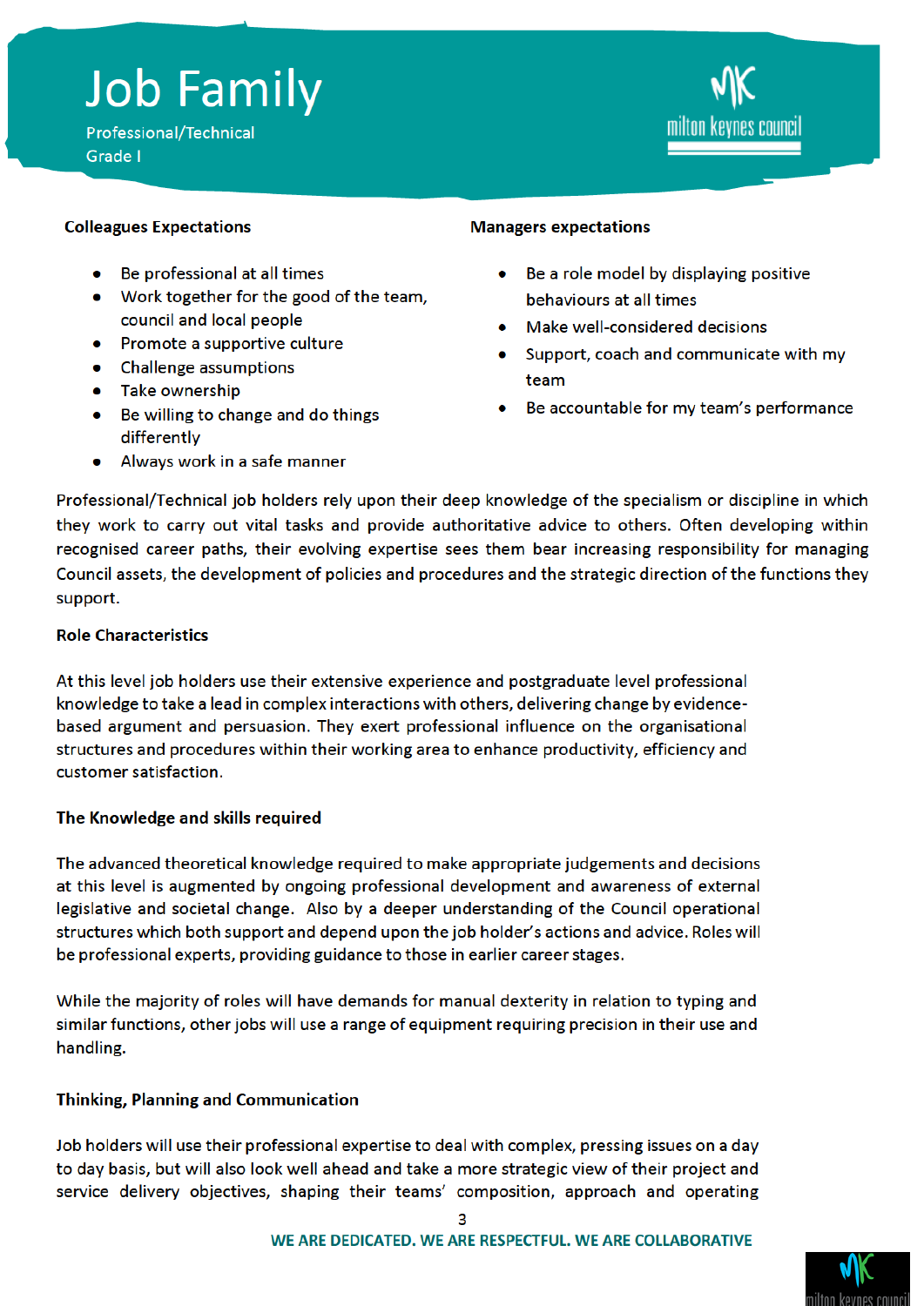# Job Family

Professional/Technical

Grade I

**Colleagues Expectations**

- Be professional at all times
- Work together for the good of the team, council and local people
- Promote a supportive culture
- Challenge assumptions
- Take ownership
- Be willing to change and do things differently
- Always work in a safe manner

**Managers expectations**

- Be a role model by displaying positive behaviours at all times
- Make well-considered decisions
- Support, coach and communicate with my team
- Be accountable for my team's performance

Professional/Technical job holders rely upon their deep knowledge of the specialism or discipline in which they work to carry out vital tasks and provide authoritative advice to others. Often developing within recognised career paths, their evolving expertise sees them bear increasing responsibility for managing Council assets, the development of policies and procedures and the strategic direction of the functions they support.

**Role Characteristics**

At this level job holders use their extensive experience and postgraduate level professional knowledge to take a lead in complex interactions with others, delivering change by evidence-based argument and persuasion. They exert professional influence on the organisational structures and procedures within their working area to enhance productivity, efficiency and customer satisfaction.

**The Knowledge and skills required**

The advanced theoretical knowledge required to make appropriate judgements and decisions at this level is augmented by ongoing professional development and awareness of external legislative and societal change. Also by a deeper understanding of the Council operational structures which both support and depend upon the job holder's actions and advice. Roles will be professional experts, providing guidance to those in earlier career stages.

While the majority of roles will have demands for manual dexterity in relation to typing and similar functions, other jobs will use a range of equipment requiring precision in their use and handling.

**Thinking, Planning and Communication**

Job holders will use their professional expertise to deal with complex, pressing issues on a day to day basis, but will also look well ahead and take a more strategic view of their project and service delivery objectives, shaping their teams' composition, approach and operating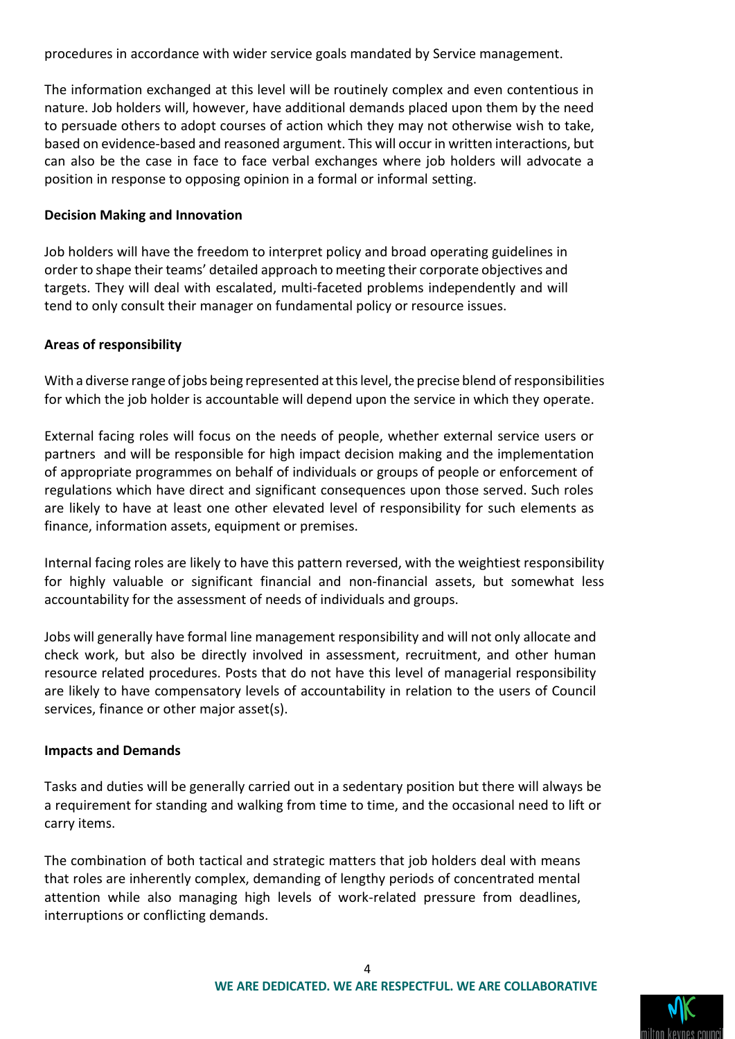procedures in accordance with wider service goals mandated by Service management.

The information exchanged at this level will be routinely complex and even contentious in nature. Job holders will, however, have additional demands placed upon them by the need to persuade others to adopt courses of action which they may not otherwise wish to take, based on evidence-based and reasoned argument. This will occur in written interactions, but can also be the case in face to face verbal exchanges where job holders will advocate a position in response to opposing opinion in a formal or informal setting.

**Decision Making and Innovation**

Job holders will have the freedom to interpret policy and broad operating guidelines in order to shape their teams' detailed approach to meeting their corporate objectives and targets. They will deal with escalated, multi-faceted problems independently and will tend to only consult their manager on fundamental policy or resource issues.

**Areas of responsibility**

With a diverse range of jobs being represented at this level, the precise blend of responsibilities for which the job holder is accountable will depend upon the service in which they operate.

External facing roles will focus on the needs of people, whether external service users or partners and will be responsible for high impact decision making and the implementation of appropriate programmes on behalf of individuals or groups of people or enforcement of regulations which have direct and significant consequences upon those served. Such roles are likely to have at least one other elevated level of responsibility for such elements as finance, information assets, equipment or premises.

Internal facing roles are likely to have this pattern reversed, with the weightiest responsibility for highly valuable or significant financial and non-financial assets, but somewhat less accountability for the assessment of needs of individuals and groups.

Jobs will generally have formal line management responsibility and will not only allocate and check work, but also be directly involved in assessment, recruitment, and other human resource related procedures. Posts that do not have this level of managerial responsibility are likely to have compensatory levels of accountability in relation to the users of Council services, finance or other major asset(s).

**Impacts and Demands**

Tasks and duties will be generally carried out in a sedentary position but there will always be a requirement for standing and walking from time to time, and the occasional need to lift or carry items.

The combination of both tactical and strategic matters that job holders deal with means that roles are inherently complex, demanding of lengthy periods of concentrated mental attention while also managing high levels of work-related pressure from deadlines, interruptions or conflicting demands.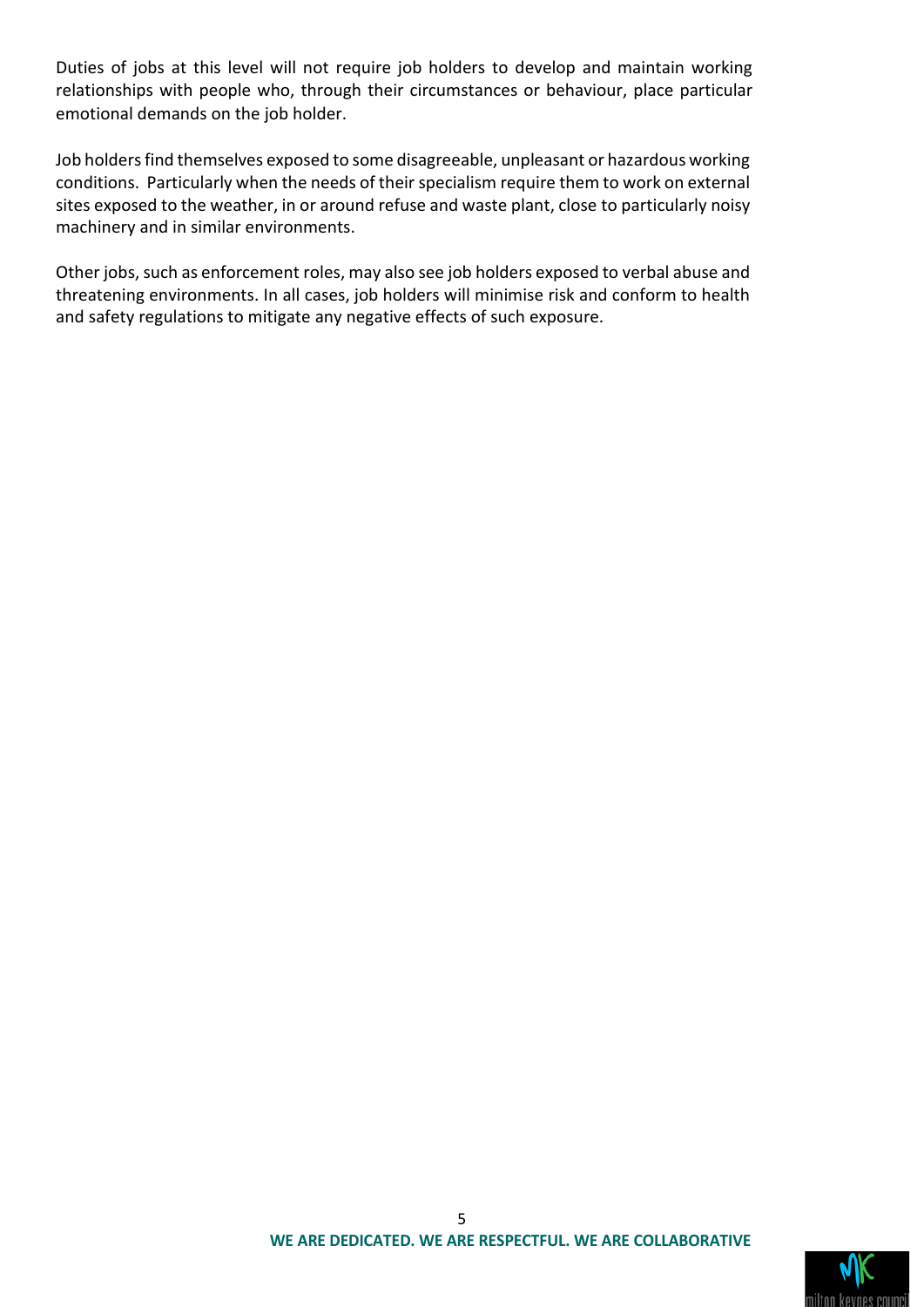Duties of jobs at this level will not require job holders to develop and maintain working relationships with people who, through their circumstances or behaviour, place particular emotional demands on the job holder.

Job holders find themselves exposed to some disagreeable, unpleasant or hazardous working conditions. Particularly when the needs of their specialism require them to work on external sites exposed to the weather, in or around refuse and waste plant, close to particularly noisy machinery and in similar environments.

Other jobs, such as enforcement roles, may also see job holders exposed to verbal abuse and threatening environments. In all cases, job holders will minimise risk and conform to health and safety regulations to mitigate any negative effects of such exposure.